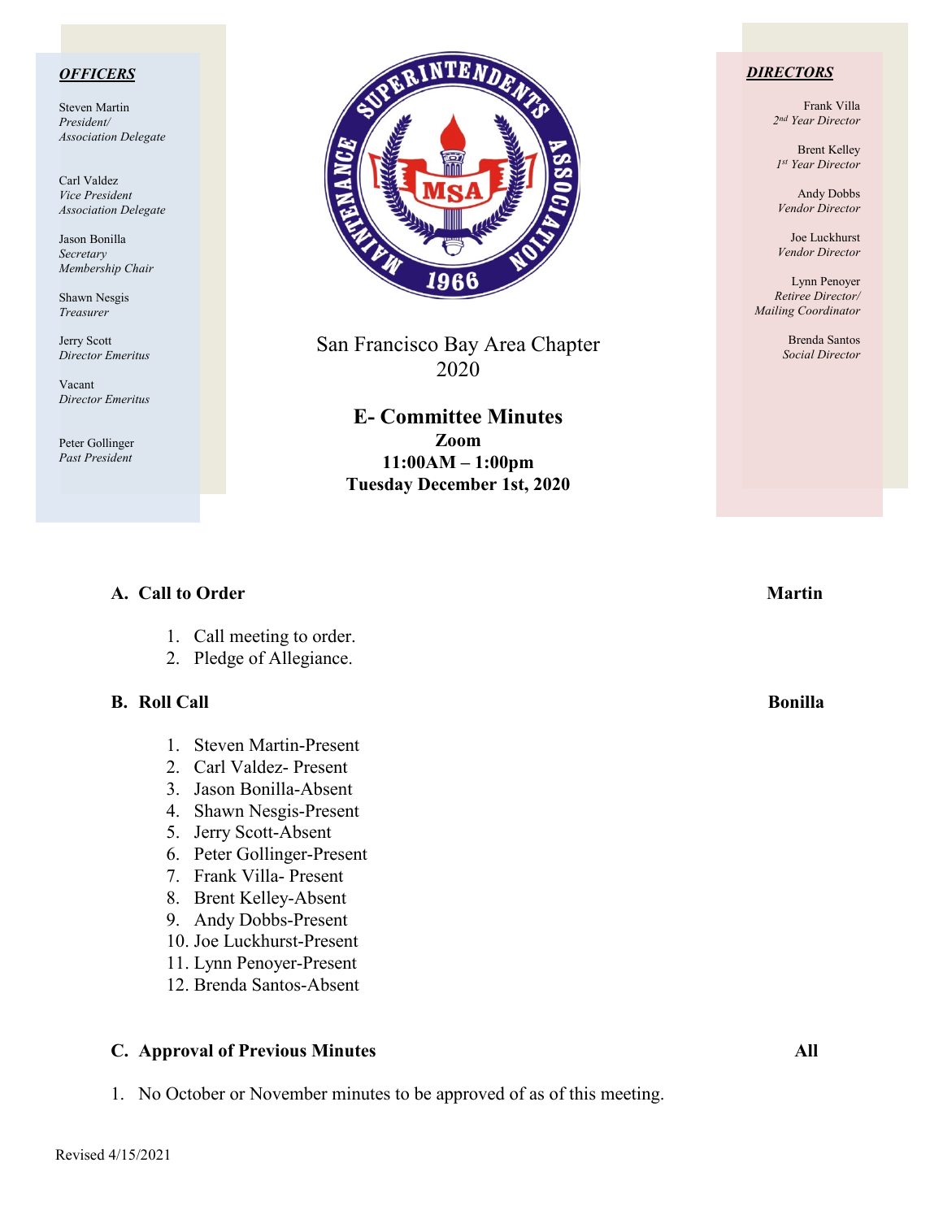***OFFICERS***

Steven Martin
*President/*
*Association Delegate*

Carl Valdez
*Vice President*
*Association Delegate*

Jason Bonilla
*Secretary*
*Membership Chair*

Shawn Nesgis
*Treasurer*

Jerry Scott
*Director Emeritus*

Vacant
*Director Emeritus*

Peter Gollinger
*Past President*

***DIRECTORS***

Frank Villa
*2nd Year Director*

Brent Kelley
*1st Year Director*

Andy Dobbs
*Vendor Director*

Joe Luckhurst
*Vendor Director*

Lynn Penoyer
*Retiree Director/*
*Mailing Coordinator*

Brenda Santos
*Social Director*

San Francisco Bay Area Chapter
2020

**E- Committee Minutes**
**Zoom**
**11:00AM – 1:00pm**
**Tuesday December 1st, 2020**

## A. Call to Order — Martin

1. Call meeting to order.
2. Pledge of Allegiance.

## B. Roll Call — Bonilla

1. Steven Martin-Present
2. Carl Valdez- Present
3. Jason Bonilla-Absent
4. Shawn Nesgis-Present
5. Jerry Scott-Absent
6. Peter Gollinger-Present
7. Frank Villa- Present
8. Brent Kelley-Absent
9. Andy Dobbs-Present
10. Joe Luckhurst-Present
11. Lynn Penoyer-Present
12. Brenda Santos-Absent

## C. Approval of Previous Minutes — All

1. No October or November minutes to be approved of as of this meeting.

Revised 4/15/2021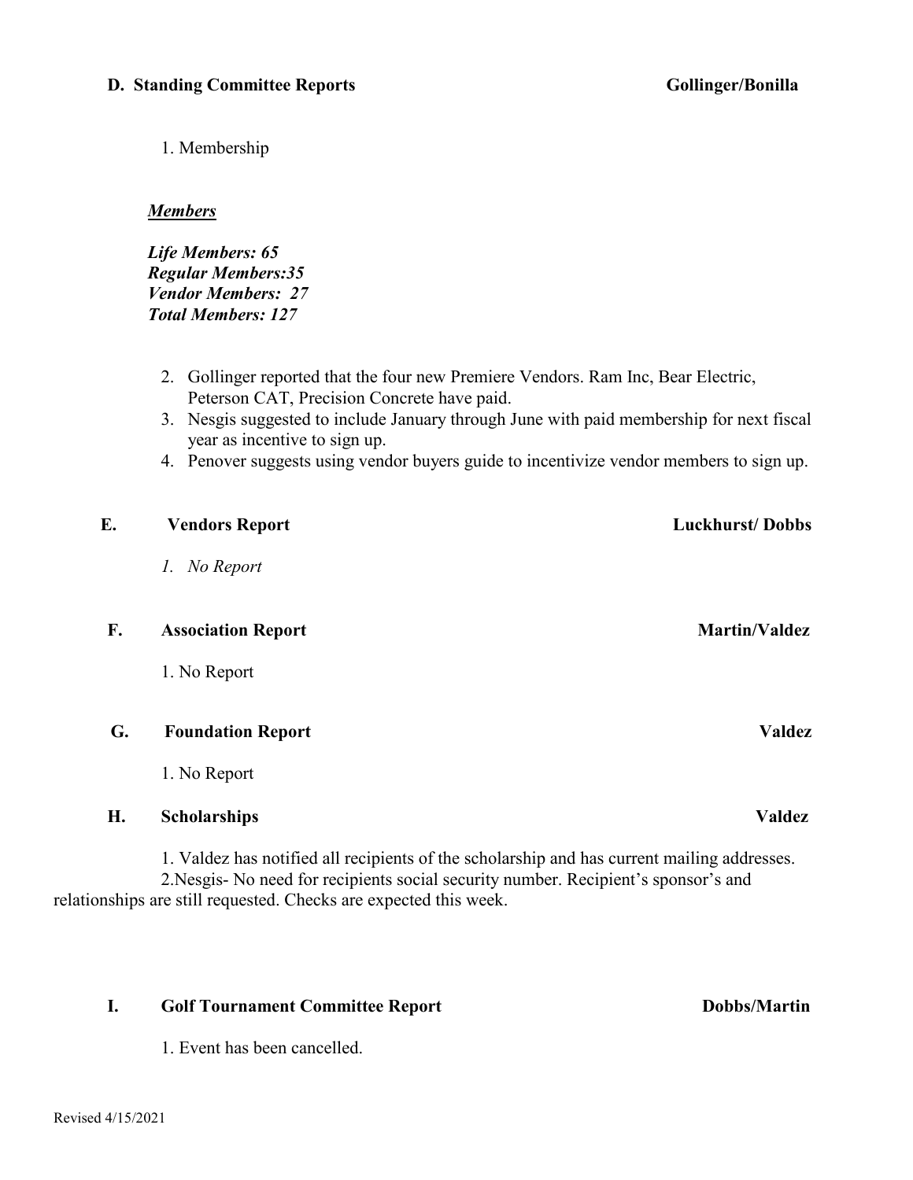### D. Standing Committee Reports — Gollinger/Bonilla

1. Membership

***Members***

***Life Members: 65***
***Regular Members:35***
***Vendor Members: 27***
***Total Members: 127***

2. Gollinger reported that the four new Premiere Vendors. Ram Inc, Bear Electric, Peterson CAT, Precision Concrete have paid.
3. Nesgis suggested to include January through June with paid membership for next fiscal year as incentive to sign up.
4. Penover suggests using vendor buyers guide to incentivize vendor members to sign up.

### E. Vendors Report — Luckhurst/ Dobbs

1. *No Report*

### F. Association Report — Martin/Valdez

1. No Report

### G. Foundation Report — Valdez

1. No Report

### H. Scholarships — Valdez

1. Valdez has notified all recipients of the scholarship and has current mailing addresses.
2. Nesgis- No need for recipients social security number. Recipient's sponsor's and relationships are still requested. Checks are expected this week.

### I. Golf Tournament Committee Report — Dobbs/Martin

1. Event has been cancelled.

Revised 4/15/2021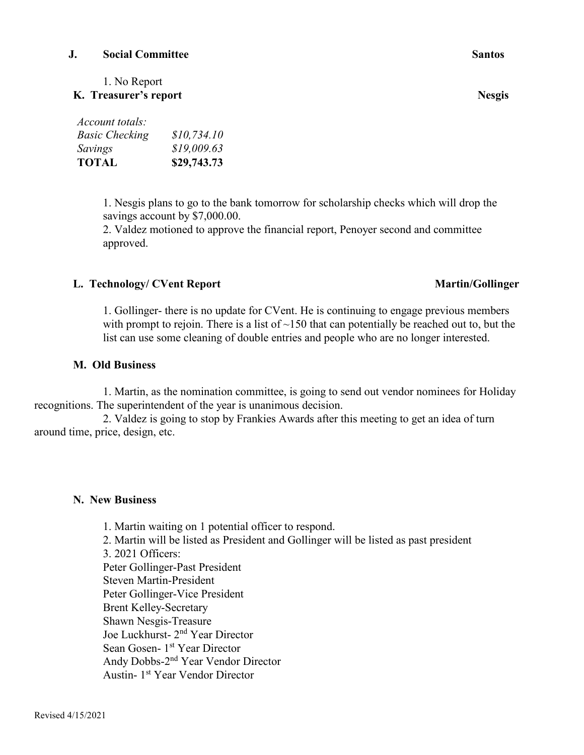**J. Social Committee** **Santos**

1. No Report

**K. Treasurer's report** **Nesgis**

| *Account totals:* | |
|---|---|
| *Basic Checking* | *$10,734.10* |
| *Savings* | *$19,009.63* |
| **TOTAL** | **$29,743.73** |

1. Nesgis plans to go to the bank tomorrow for scholarship checks which will drop the savings account by $7,000.00.
2. Valdez motioned to approve the financial report, Penoyer second and committee approved.

**L. Technology/ CVent Report** **Martin/Gollinger**

1. Gollinger- there is no update for CVent. He is continuing to engage previous members with prompt to rejoin. There is a list of ~150 that can potentially be reached out to, but the list can use some cleaning of double entries and people who are no longer interested.

**M. Old Business**

1. Martin, as the nomination committee, is going to send out vendor nominees for Holiday recognitions. The superintendent of the year is unanimous decision.
2. Valdez is going to stop by Frankies Awards after this meeting to get an idea of turn around time, price, design, etc.

**N. New Business**

1. Martin waiting on 1 potential officer to respond.
2. Martin will be listed as President and Gollinger will be listed as past president
3. 2021 Officers:

Peter Gollinger-Past President
Steven Martin-President
Peter Gollinger-Vice President
Brent Kelley-Secretary
Shawn Nesgis-Treasure
Joe Luckhurst- 2nd Year Director
Sean Gosen- 1st Year Director
Andy Dobbs-2nd Year Vendor Director
Austin- 1st Year Vendor Director

Revised 4/15/2021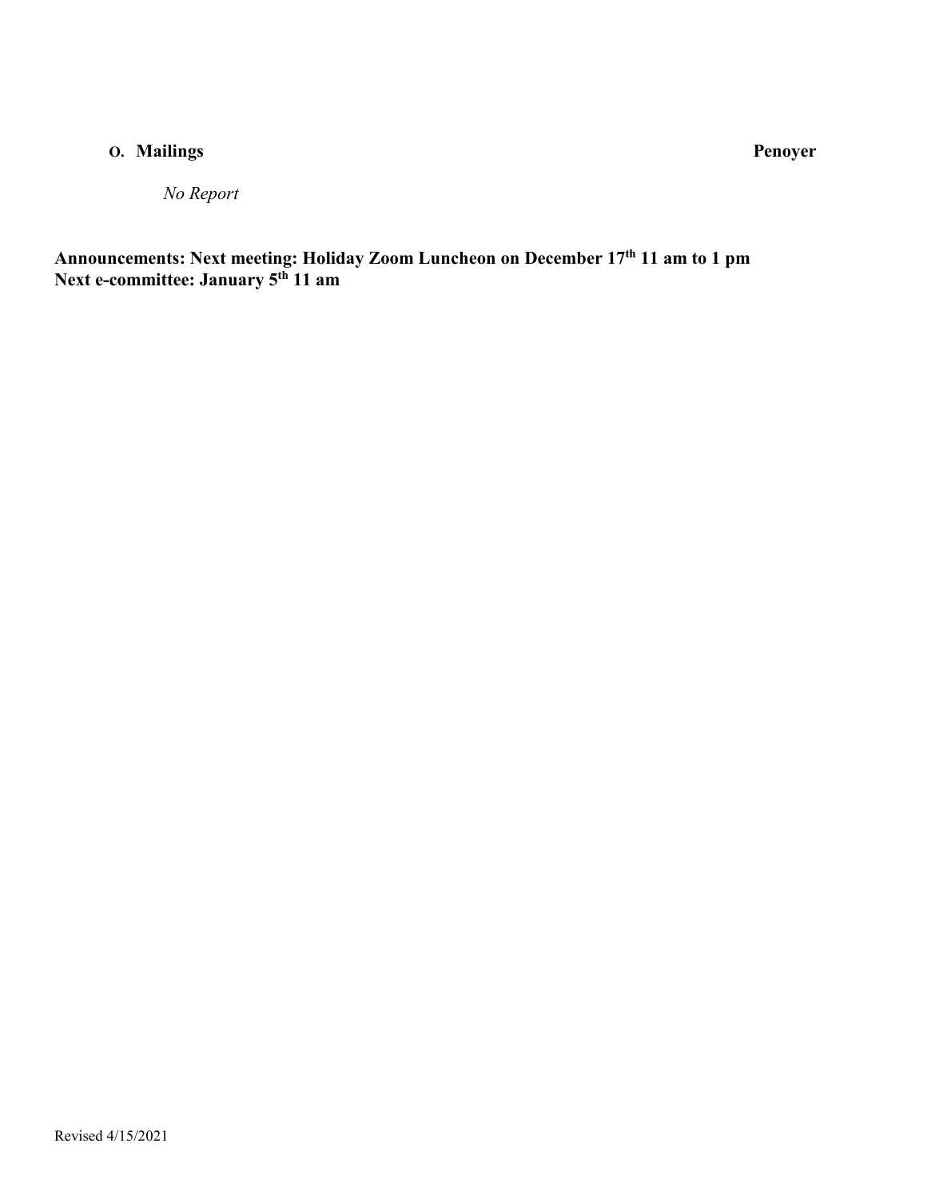**O. Mailings** **Penoyer**

*No Report*

**Announcements: Next meeting: Holiday Zoom Luncheon on December 17th 11 am to 1 pm**
**Next e-committee: January 5th 11 am**

Revised 4/15/2021